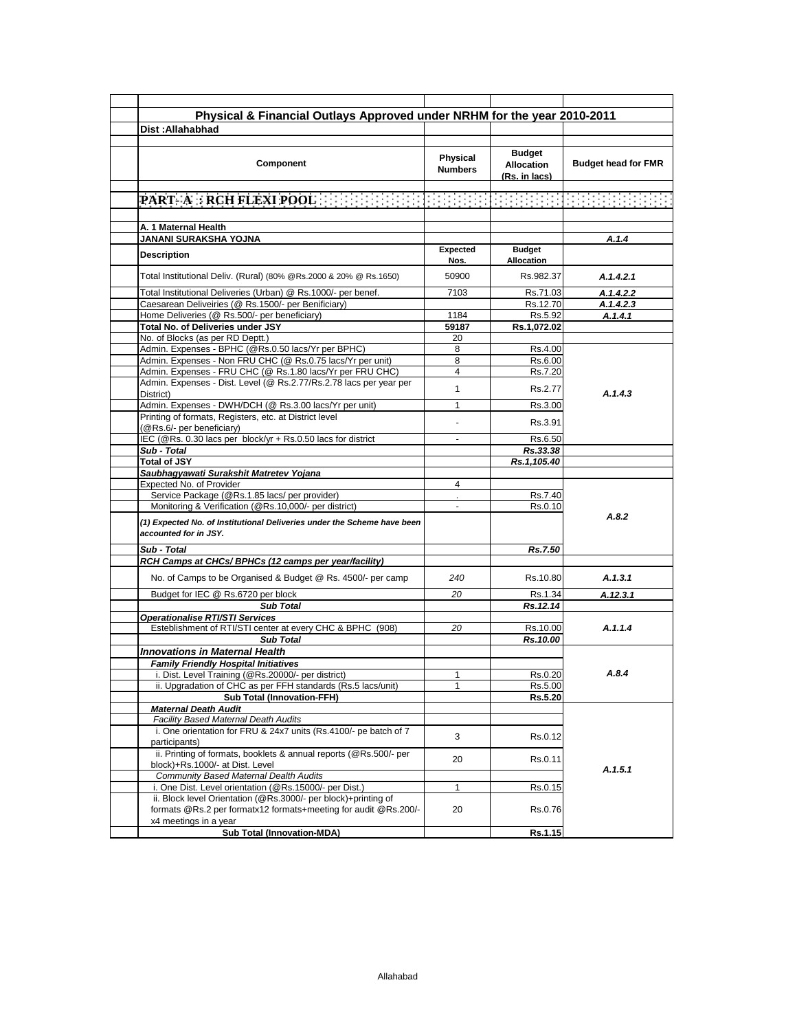## Physical & Financial Outlays Approved under NRHM for the year 2010-2011

**Dist :Allahabhad**

| Component | Physical Numbers | Budget Allocation (Rs. in lacs) | Budget head for FMR |
|---|---|---|---|
| **PART- A : RCH FLEXI POOL** | | | |
| **A. 1 Maternal Health** | | | |
| **JANANI SURAKSHA YOJNA** | | | *A.1.4* |
| **Description** | **Expected Nos.** | **Budget Allocation** | |
| Total Institutional Deliv. (Rural) (80% @Rs.2000 & 20% @ Rs.1650) | 50900 | Rs.982.37 | *A.1.4.2.1* |
| Total Institutional Deliveries (Urban) @ Rs.1000/- per benef. | 7103 | Rs.71.03 | *A.1.4.2.2* |
| Caesarean Deliveiries (@ Rs.1500/- per Benificiary) | | Rs.12.70 | *A.1.4.2.3* |
| Home Deliveries (@ Rs.500/- per beneficiary) | 1184 | Rs.5.92 | *A.1.4.1* |
| **Total No. of Deliveries under JSY** | **59187** | **Rs.1,072.02** | |
| No. of Blocks (as per RD Deptt.) | 20 | | |
| Admin. Expenses - BPHC (@Rs.0.50 lacs/Yr per BPHC) | 8 | Rs.4.00 | *A.1.4.3* |
| Admin. Expenses - Non FRU CHC (@ Rs.0.75 lacs/Yr per unit) | 8 | Rs.6.00 | |
| Admin. Expenses - FRU CHC (@ Rs.1.80 lacs/Yr per FRU CHC) | 4 | Rs.7.20 | |
| Admin. Expenses - Dist. Level (@ Rs.2.77/Rs.2.78 lacs per year per District) | 1 | Rs.2.77 | |
| Admin. Expenses - DWH/DCH (@ Rs.3.00 lacs/Yr per unit) | 1 | Rs.3.00 | |
| Printing of formats, Registers, etc. at District level (@Rs.6/- per beneficiary) | - | Rs.3.91 | |
| IEC (@Rs. 0.30 lacs per block/yr + Rs.0.50 lacs for district | - | Rs.6.50 | |
| ***Sub - Total*** | | ***Rs.33.38*** | |
| ***Total of JSY*** | | ***Rs.1,105.40*** | |
| ***Saubhagyawati Surakshit Matretev Yojana*** | | | |
| Expected No. of Provider | 4 | | *A.8.2* |
| Service Package (@Rs.1.85 lacs/ per provider) | . | Rs.7.40 | |
| Monitoring & Verification (@Rs.10,000/- per district) | - | Rs.0.10 | |
| ***(1) Expected No. of Institutional Deliveries under the Scheme have been accounted for in JSY.*** | | | |
| ***Sub - Total*** | | ***Rs.7.50*** | |
| ***RCH Camps at CHCs/ BPHCs (12 camps per year/facility)*** | | | |
| No. of Camps to be Organised & Budget @ Rs. 4500/- per camp | *240* | Rs.10.80 | *A.1.3.1* |
| Budget for IEC @ Rs.6720 per block | *20* | Rs.1.34 | *A.12.3.1* |
| ***Sub Total*** | | ***Rs.12.14*** | |
| ***Operationalise RTI/STI Services*** | | | |
| Esteblishment of RTI/STI center at every CHC & BPHC (908) | *20* | Rs.10.00 | *A.1.1.4* |
| ***Sub Total*** | | ***Rs.10.00*** | |
| ***Innovations in Maternal Health*** | | | |
| ***Family Friendly Hospital Initiatives*** | | | *A.8.4* |
| i. Dist. Level Training (@Rs.20000/- per district) | 1 | Rs.0.20 | |
| ii. Upgradation of CHC as per FFH standards (Rs.5 lacs/unit) | 1 | Rs.5.00 | |
| **Sub Total (Innovation-FFH)** | | **Rs.5.20** | |
| ***Maternal Death Audit*** | | | *A.1.5.1* |
| *Facility Based Maternal Death Audits* | | | |
| i. One orientation for FRU & 24x7 units (Rs.4100/- pe batch of 7 participants) | 3 | Rs.0.12 | |
| ii. Printing of formats, booklets & annual reports (@Rs.500/- per block)+Rs.1000/- at Dist. Level | 20 | Rs.0.11 | |
| *Community Based Maternal Dealth Audits* | | | |
| i. One Dist. Level orientation (@Rs.15000/- per Dist.) | 1 | Rs.0.15 | |
| ii. Block level Orientation (@Rs.3000/- per block)+printing of formats @Rs.2 per formatx12 formats+meeting for audit @Rs.200/- x4 meetings in a year | 20 | Rs.0.76 | |
| **Sub Total (Innovation-MDA)** | | **Rs.1.15** | |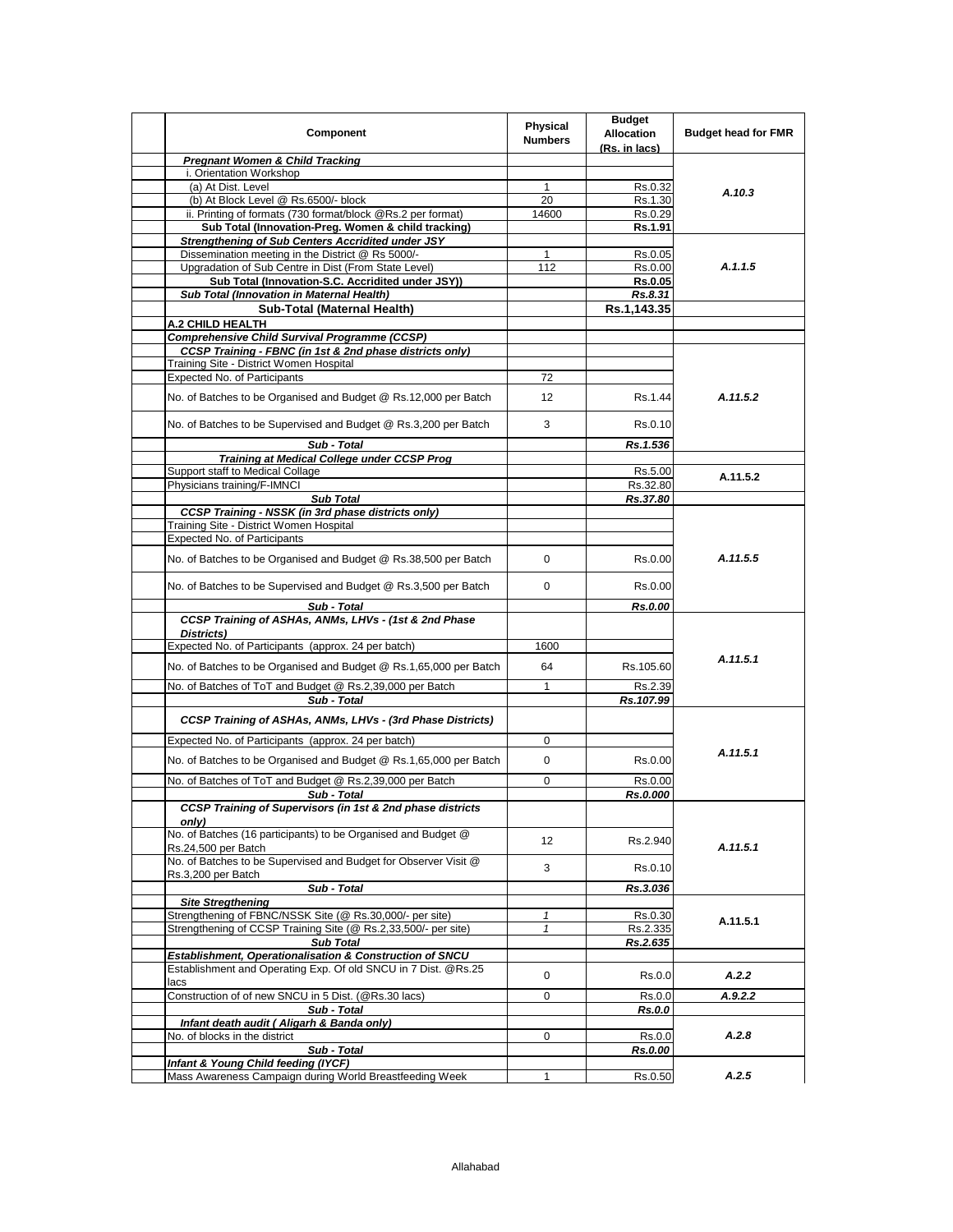| Component | Physical Numbers | Budget Allocation (Rs. in lacs) | Budget head for FMR |
|---|---|---|---|
| ***Pregnant Women & Child Tracking*** | | | |
| i. Orientation Workshop | | | |
| (a) At Dist. Level | 1 | Rs.0.32 | ***A.10.3*** |
| (b) At Block Level @ Rs.6500/- block | 20 | Rs.1.30 | |
| ii. Printing of formats (730 format/block @Rs.2 per format) | 14600 | Rs.0.29 | |
| **Sub Total (Innovation-Preg. Women & child tracking)** | | **Rs.1.91** | |
| ***Strengthening of Sub Centers Accridited under JSY*** | | | |
| Dissemination meeting in the District @ Rs 5000/- | 1 | Rs.0.05 | ***A.1.1.5*** |
| Upgradation of Sub Centre in Dist (From State Level) | 112 | Rs.0.00 | |
| **Sub Total (Innovation-S.C. Accridited under JSY))** | | **Rs.0.05** | |
| ***Sub Total (Innovation in Maternal Health)*** | | ***Rs.8.31*** | |
| **Sub-Total (Maternal Health)** | | **Rs.1,143.35** | |
| **A.2 CHILD HEALTH** | | | |
| ***Comprehensive Child Survival Programme (CCSP)*** | | | |
| ***CCSP Training - FBNC (in 1st & 2nd phase districts only)*** | | | |
| Training Site - District Women Hospital | | | |
| Expected No. of Participants | 72 | | |
| No. of Batches to be Organised and Budget @ Rs.12,000 per Batch | 12 | Rs.1.44 | ***A.11.5.2*** |
| No. of Batches to be Supervised and Budget @ Rs.3,200 per Batch | 3 | Rs.0.10 | |
| ***Sub - Total*** | | ***Rs.1.536*** | |
| ***Training at Medical College under CCSP Prog*** | | | |
| Support staff to Medical Collage | | Rs.5.00 | **A.11.5.2** |
| Physicians training/F-IMNCI | | Rs.32.80 | |
| ***Sub Total*** | | ***Rs.37.80*** | |
| ***CCSP Training - NSSK (in 3rd phase districts only)*** | | | |
| Training Site - District Women Hospital | | | |
| Expected No. of Participants | | | |
| No. of Batches to be Organised and Budget @ Rs.38,500 per Batch | 0 | Rs.0.00 | ***A.11.5.5*** |
| No. of Batches to be Supervised and Budget @ Rs.3,500 per Batch | 0 | Rs.0.00 | |
| ***Sub - Total*** | | ***Rs.0.00*** | |
| ***CCSP Training of ASHAs, ANMs, LHVs - (1st & 2nd Phase Districts)*** | | | |
| Expected No. of Participants (approx. 24 per batch) | 1600 | | |
| No. of Batches to be Organised and Budget @ Rs.1,65,000 per Batch | 64 | Rs.105.60 | ***A.11.5.1*** |
| No. of Batches of ToT and Budget @ Rs.2,39,000 per Batch | 1 | Rs.2.39 | |
| ***Sub - Total*** | | ***Rs.107.99*** | |
| ***CCSP Training of ASHAs, ANMs, LHVs - (3rd Phase Districts)*** | | | |
| Expected No. of Participants (approx. 24 per batch) | 0 | | |
| No. of Batches to be Organised and Budget @ Rs.1,65,000 per Batch | 0 | Rs.0.00 | ***A.11.5.1*** |
| No. of Batches of ToT and Budget @ Rs.2,39,000 per Batch | 0 | Rs.0.00 | |
| ***Sub - Total*** | | ***Rs.0.000*** | |
| ***CCSP Training of Supervisors (in 1st & 2nd phase districts only)*** | | | |
| No. of Batches (16 participants) to be Organised and Budget @ Rs.24,500 per Batch | 12 | Rs.2.940 | ***A.11.5.1*** |
| No. of Batches to be Supervised and Budget for Observer Visit @ Rs.3,200 per Batch | 3 | Rs.0.10 | |
| ***Sub - Total*** | | ***Rs.3.036*** | |
| ***Site Stregthening*** | | | |
| Strengthening of FBNC/NSSK Site (@ Rs.30,000/- per site) | *1* | Rs.0.30 | **A.11.5.1** |
| Strengthening of CCSP Training Site (@ Rs.2,33,500/- per site) | *1* | Rs.2.335 | |
| ***Sub Total*** | | ***Rs.2.635*** | |
| ***Establishment, Operationalisation & Construction of SNCU*** | | | |
| Establishment and Operating Exp. Of old SNCU in 7 Dist. @Rs.25 lacs | 0 | Rs.0.0 | ***A.2.2*** |
| Construction of of new SNCU in 5 Dist. (@Rs.30 lacs) | 0 | Rs.0.0 | ***A.9.2.2*** |
| ***Sub - Total*** | | ***Rs.0.0*** | |
| ***Infant death audit ( Aligarh & Banda only)*** | | | |
| No. of blocks in the district | 0 | Rs.0.0 | ***A.2.8*** |
| ***Sub - Total*** | | ***Rs.0.00*** | |
| ***Infant & Young Child feeding (IYCF)*** | | | |
| Mass Awareness Campaign during World Breastfeeding Week | 1 | Rs.0.50 | ***A.2.5*** |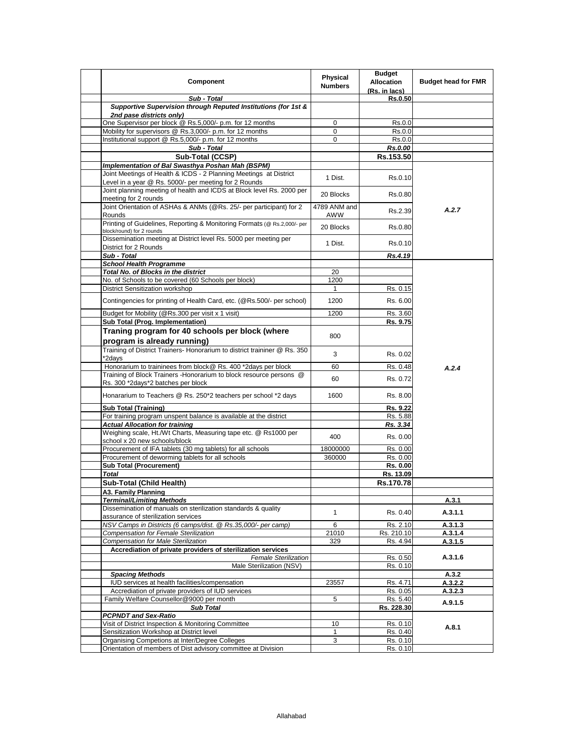| Component | Physical Numbers | Budget Allocation (Rs. in lacs) | Budget head for FMR |
|---|---|---|---|
| ***Sub - Total*** | | **Rs.0.50** | |
| ***Supportive Supervision through Reputed Institutions (for 1st & 2nd pase districts only)*** | | | |
| One Supervisor per block @ Rs.5,000/- p.m. for 12 months | 0 | Rs.0.0 | |
| Mobility for supervisors @ Rs.3,000/- p.m. for 12 months | 0 | Rs.0.0 | |
| Institutional support @ Rs.5,000/- p.m. for 12 months | 0 | Rs.0.0 | |
| ***Sub - Total*** | | ***Rs.0.00*** | |
| **Sub-Total (CCSP)** | | **Rs.153.50** | |
| ***Implementation of Bal Swasthya Poshan Mah (BSPM)*** | | | A.2.7 |
| Joint Meetings of Health & ICDS - 2 Planning Meetings at District Level in a year @ Rs. 5000/- per meeting for 2 Rounds | 1 Dist. | Rs.0.10 | |
| Joint planning meeting of health and ICDS at Block level Rs. 2000 per meeting for 2 rounds | 20 Blocks | Rs.0.80 | |
| Joint Orientation of ASHAs & ANMs (@Rs. 25/- per participant) for 2 Rounds | 4789 ANM and AWW | Rs.2.39 | |
| Printing of Guidelines, Reporting & Monitoring Formats (@ Rs.2,000/- per block/round) for 2 rounds | 20 Blocks | Rs.0.80 | |
| Dissemination meeting at District level Rs. 5000 per meeting per District for 2 Rounds | 1 Dist. | Rs.0.10 | |
| ***Sub - Total*** | | ***Rs.4.19*** | |
| ***School Health Programme*** | | | A.2.4 |
| ***Total No. of Blocks in the district*** | 20 | | |
| No. of Schools to be covered (60 Schools per block) | 1200 | | |
| District Sensitization workshop | 1 | Rs. 0.15 | |
| Contingencies for printing of Health Card, etc. (@Rs.500/- per school) | 1200 | Rs. 6.00 | |
| Budget for Mobility (@Rs.300 per visit x 1 visit) | 1200 | Rs. 3.60 | |
| **Sub Total (Prog. Implementation)** | | **Rs. 9.75** | |
| **Traning program for 40 schools per block (where program is already running)** | 800 | | |
| Training of District Trainers- Honorarium to district traininer @ Rs. 350 *2days | 3 | Rs. 0.02 | |
| Honorarium to traininees from block@ Rs. 400 *2days per block | 60 | Rs. 0.48 | |
| Training of Block Trainers -Honorarium to block resource persons @ Rs. 300 *2days*2 batches per block | 60 | Rs. 0.72 | |
| Honararium to Teachers @ Rs. 250*2 teachers per school *2 days | 1600 | Rs. 8.00 | |
| **Sub Total (Training)** | | **Rs. 9.22** | |
| For training program unspent balance is available at the district | | Rs. 5.88 | |
| ***Actual Allocation for training*** | | ***Rs. 3.34*** | |
| Weighing scale, Ht./Wt Charts, Measuring tape etc. @ Rs1000 per school x 20 new schools/block | 400 | Rs. 0.00 | |
| Procurement of IFA tablets (30 mg tablets) for all schools | 18000000 | Rs. 0.00 | |
| Procurement of deworming tablets for all schools | 360000 | Rs. 0.00 | |
| **Sub Total (Procurement)** | | **Rs. 0.00** | |
| ***Total*** | | **Rs. 13.09** | |
| **Sub-Total (Child Health)** | | **Rs.170.78** | |
| **A3. Family Planning** | | | |
| ***Terminal/Limiting Methods*** | | | **A.3.1** |
| Dissemination of manuals on sterilization standards & quality assurance of sterilization services | 1 | Rs. 0.40 | **A.3.1.1** |
| *NSV Camps in Districts (6 camps/dist. @ Rs.35,000/- per camp)* | 6 | Rs. 2.10 | **A.3.1.3** |
| *Compensation for Female Sterilization* | 21010 | Rs. 210.10 | **A.3.1.4** |
| *Compensation for Male Sterilization* | 329 | Rs. 4.94 | **A.3.1.5** |
| **Accrediation of private providers of sterilization services** | | | **A.3.1.6** |
| *Female Sterilization* | | Rs. 0.50 | |
| Male Sterilization (NSV) | | Rs. 0.10 | |
| ***Spacing Methods*** | | | **A.3.2** |
| IUD services at health facilities/compensation | 23557 | Rs. 4.71 | **A.3.2.2** |
| Accrediation of private providers of IUD services | | Rs. 0.05 | **A.3.2.3** |
| Family Welfare Counsellor@9000 per month | 5 | Rs. 5.40 | **A.9.1.5** |
| ***Sub Total*** | | **Rs. 228.30** | |
| ***PCPNDT and Sex-Ratio*** | | | **A.8.1** |
| Visit of District Inspection & Monitoring Committee | 10 | Rs. 0.10 | |
| Sensitization Workshop at District level | 1 | Rs. 0.40 | |
| Organising Competions at Inter/Degree Colleges | 3 | Rs. 0.10 | |
| Orientation of members of Dist advisory committee at Division | | Rs. 0.10 | |

Allahabad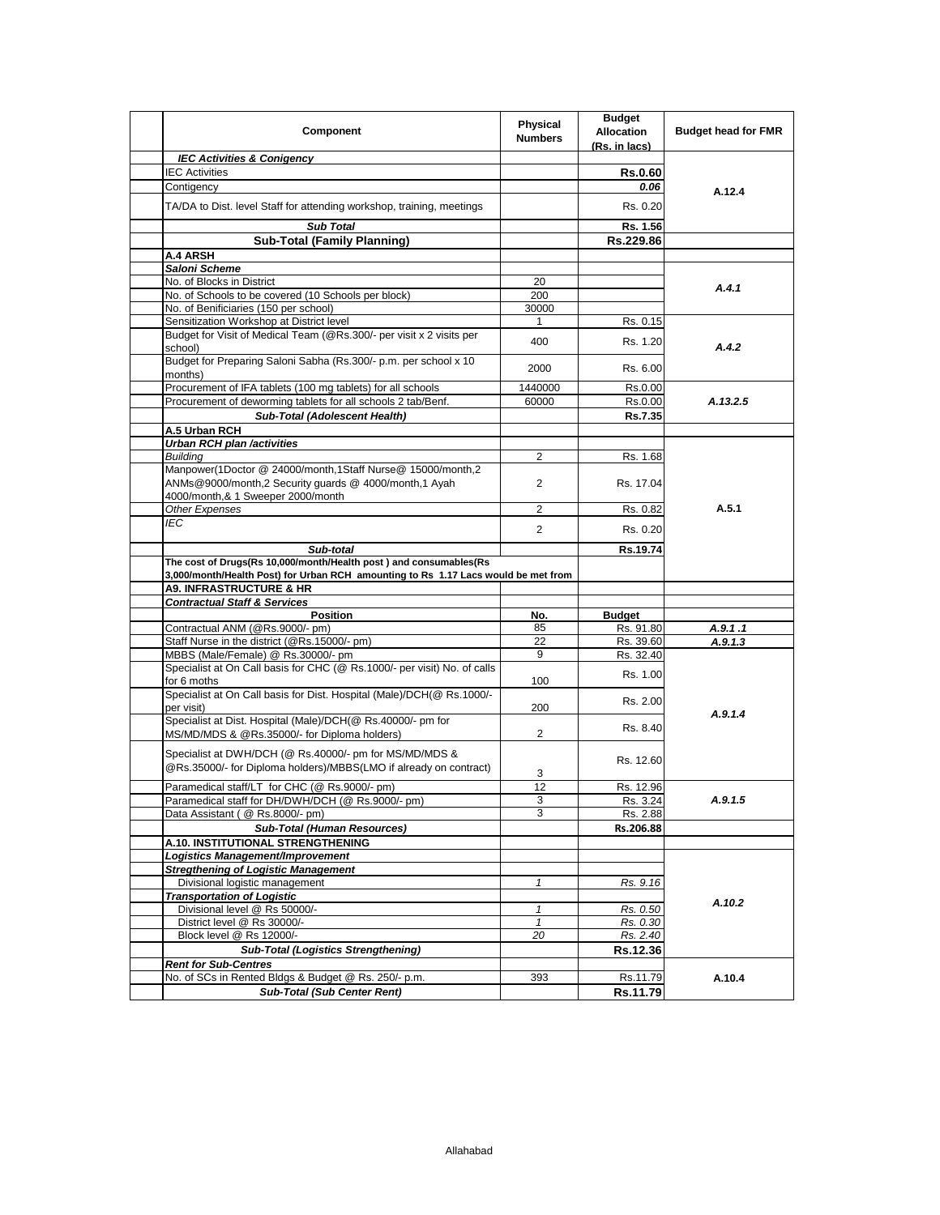| Component | Physical Numbers | Budget Allocation (Rs. in lacs) | Budget head for FMR |
|---|---|---|---|
| ***IEC Activities & Conigency*** | | | |
| IEC Activities | | **Rs.0.60** | A.12.4 |
| Contigency | | ***0.06*** | |
| TA/DA to Dist. level Staff for attending workshop, training, meetings | | Rs. 0.20 | |
| ***Sub Total*** | | **Rs. 1.56** | |
| **Sub-Total (Family Planning)** | | **Rs.229.86** | |
| **A.4 ARSH** | | | |
| ***Saloni Scheme*** | | | |
| No. of Blocks in District | 20 | | *A.4.1* |
| No. of Schools to be covered (10 Schools per block) | 200 | | |
| No. of Benificiaries (150 per school) | 30000 | | |
| Sensitization Workshop at District level | 1 | Rs. 0.15 | *A.4.2* |
| Budget for Visit of Medical Team (@Rs.300/- per visit x 2 visits per school) | 400 | Rs. 1.20 | |
| Budget for Preparing Saloni Sabha (Rs.300/- p.m. per school x 10 months) | 2000 | Rs. 6.00 | |
| Procurement of IFA tablets (100 mg tablets) for all schools | 1440000 | Rs.0.00 | *A.13.2.5* |
| Procurement of deworming tablets for all schools 2 tab/Benf. | 60000 | Rs.0.00 | |
| ***Sub-Total (Adolescent Health)*** | | **Rs.7.35** | |
| **A.5 Urban RCH** | | | |
| ***Urban RCH plan /activities*** | | | A.5.1 |
| *Building* | 2 | Rs. 1.68 | |
| Manpower(1Doctor @ 24000/month,1Staff Nurse@ 15000/month,2 ANMs@9000/month,2 Security guards @ 4000/month,1 Ayah 4000/month,& 1 Sweeper 2000/month | 2 | Rs. 17.04 | |
| *Other Expenses* | 2 | Rs. 0.82 | |
| *IEC* | 2 | Rs. 0.20 | |
| ***Sub-total*** | | **Rs.19.74** | |
| **The cost of Drugs(Rs 10,000/month/Health post ) and consumables(Rs 3,000/month/Health Post) for Urban RCH amounting to Rs 1.17 Lacs would be met from** | | | |
| **A9. INFRASTRUCTURE & HR** | | | |
| ***Contractual Staff & Services*** | | | |
| **Position** | **No.** | **Budget** | |
| Contractual ANM (@Rs.9000/- pm) | 85 | Rs. 91.80 | ***A.9.1 .1*** |
| Staff Nurse in the district (@Rs.15000/- pm) | 22 | Rs. 39.60 | ***A.9.1.3*** |
| MBBS (Male/Female) @ Rs.30000/- pm | 9 | Rs. 32.40 | *A.9.1.4* |
| Specialist at On Call basis for CHC (@ Rs.1000/- per visit) No. of calls for 6 moths | 100 | Rs. 1.00 | |
| Specialist at On Call basis for Dist. Hospital (Male)/DCH(@ Rs.1000/- per visit) | 200 | Rs. 2.00 | |
| Specialist at Dist. Hospital (Male)/DCH(@ Rs.40000/- pm for MS/MD/MDS & @Rs.35000/- for Diploma holders) | 2 | Rs. 8.40 | |
| Specialist at DWH/DCH (@ Rs.40000/- pm for MS/MD/MDS & @Rs.35000/- for Diploma holders)/MBBS(LMO if already on contract) | 3 | Rs. 12.60 | |
| Paramedical staff/LT for CHC (@ Rs.9000/- pm) | 12 | Rs. 12.96 | *A.9.1.5* |
| Paramedical staff for DH/DWH/DCH (@ Rs.9000/- pm) | 3 | Rs. 3.24 | |
| Data Assistant ( @ Rs.8000/- pm) | 3 | Rs. 2.88 | |
| ***Sub-Total (Human Resources)*** | | **Rs.206.88** | |
| **A.10. INSTITUTIONAL STRENGTHENING** | | | |
| ***Logistics Management/Improvement*** | | | A.10.2 |
| ***Stregthening of Logistic Management*** | | | |
| Divisional logistic management | *1* | *Rs. 9.16* | |
| ***Transportation of Logistic*** | | | |
| Divisional level @ Rs 50000/- | *1* | *Rs. 0.50* | |
| District level @ Rs 30000/- | *1* | *Rs. 0.30* | |
| Block level @ Rs 12000/- | *20* | *Rs. 2.40* | |
| ***Sub-Total (Logistics Strengthening)*** | | **Rs.12.36** | |
| ***Rent for Sub-Centres*** | | | A.10.4 |
| No. of SCs in Rented Bldgs & Budget @ Rs. 250/- p.m. | 393 | Rs.11.79 | |
| ***Sub-Total (Sub Center Rent)*** | | **Rs.11.79** | |

Allahabad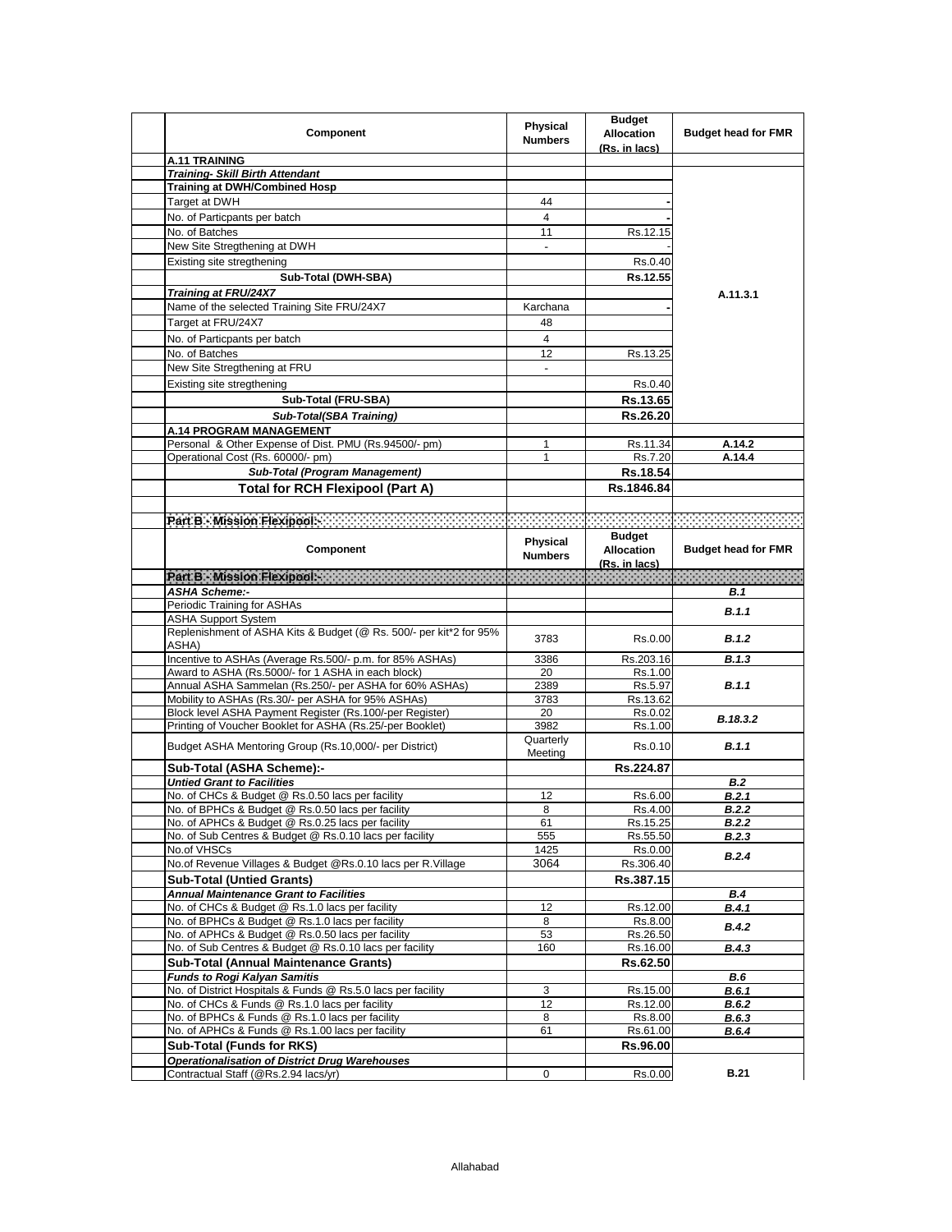| Component | Physical Numbers | Budget Allocation (Rs. in lacs) | Budget head for FMR |
|---|---|---|---|
| **A.11 TRAINING** | | | |
| ***Training- Skill Birth Attendant*** | | | A.11.3.1 |
| **Training at DWH/Combined Hosp** | | | |
| Target at DWH | 44 | - | |
| No. of Particpants per batch | 4 | - | |
| No. of Batches | 11 | Rs.12.15 | |
| New Site Stregthening at DWH | - | - | |
| Existing site stregthening | | Rs.0.40 | |
| **Sub-Total (DWH-SBA)** | | **Rs.12.55** | |
| ***Training at FRU/24X7*** | | | |
| Name of the selected Training Site FRU/24X7 | Karchana | - | |
| Target at FRU/24X7 | 48 | | |
| No. of Particpants per batch | 4 | | |
| No. of Batches | 12 | Rs.13.25 | |
| New Site Stregthening at FRU | - | | |
| Existing site stregthening | | Rs.0.40 | |
| **Sub-Total (FRU-SBA)** | | **Rs.13.65** | |
| ***Sub-Total(SBA Training)*** | | **Rs.26.20** | |
| **A.14 PROGRAM MANAGEMENT** | | | |
| Personal & Other Expense of Dist. PMU (Rs.94500/- pm) | 1 | Rs.11.34 | **A.14.2** |
| Operational Cost (Rs. 60000/- pm) | 1 | Rs.7.20 | **A.14.4** |
| ***Sub-Total (Program Management)*** | | **Rs.18.54** | |
| **Total for RCH Flexipool (Part A)** | | **Rs.1846.84** | |
| | | | |
| **Part B - Mission Flexipool:-** | | | |

| Component | Physical Numbers | Budget Allocation (Rs. in lacs) | Budget head for FMR |
|---|---|---|---|
| **Part B - Mission Flexipool:-** | | | |
| ***ASHA Scheme:-*** | | | ***B.1*** |
| Periodic Training for ASHAs | | | ***B.1.1*** |
| ASHA Support System | | | |
| Replenishment of ASHA Kits & Budget (@ Rs. 500/- per kit*2 for 95% ASHA) | 3783 | Rs.0.00 | ***B.1.2*** |
| Incentive to ASHAs (Average Rs.500/- p.m. for 85% ASHAs) | 3386 | Rs.203.16 | ***B.1.3*** |
| Award to ASHA (Rs.5000/- for 1 ASHA in each block) | 20 | Rs.1.00 | ***B.1.1*** |
| Annual ASHA Sammelan (Rs.250/- per ASHA for 60% ASHAs) | 2389 | Rs.5.97 | |
| Mobility to ASHAs (Rs.30/- per ASHA for 95% ASHAs) | 3783 | Rs.13.62 | |
| Block level ASHA Payment Register (Rs.100/-per Register) | 20 | Rs.0.02 | ***B.18.3.2*** |
| Printing of Voucher Booklet for ASHA (Rs.25/-per Booklet) | 3982 | Rs.1.00 | |
| Budget ASHA Mentoring Group (Rs.10,000/- per District) | Quarterly Meeting | Rs.0.10 | ***B.1.1*** |
| **Sub-Total (ASHA Scheme):-** | | **Rs.224.87** | |
| ***Untied Grant to Facilities*** | | | ***B.2*** |
| No. of CHCs & Budget @ Rs.0.50 lacs per facility | 12 | Rs.6.00 | ***B.2.1*** |
| No. of BPHCs & Budget @ Rs.0.50 lacs per facility | 8 | Rs.4.00 | ***B.2.2*** |
| No. of APHCs & Budget @ Rs.0.25 lacs per facility | 61 | Rs.15.25 | ***B.2.2*** |
| No. of Sub Centres & Budget @ Rs.0.10 lacs per facility | 555 | Rs.55.50 | ***B.2.3*** |
| No.of VHSCs | 1425 | Rs.0.00 | ***B.2.4*** |
| No.of Revenue Villages & Budget @Rs.0.10 lacs per R.Village | 3064 | Rs.306.40 | |
| **Sub-Total (Untied Grants)** | | **Rs.387.15** | |
| ***Annual Maintenance Grant to Facilities*** | | | ***B.4*** |
| No. of CHCs & Budget @ Rs.1.0 lacs per facility | 12 | Rs.12.00 | ***B.4.1*** |
| No. of BPHCs & Budget @ Rs.1.0 lacs per facility | 8 | Rs.8.00 | ***B.4.2*** |
| No. of APHCs & Budget @ Rs.0.50 lacs per facility | 53 | Rs.26.50 | |
| No. of Sub Centres & Budget @ Rs.0.10 lacs per facility | 160 | Rs.16.00 | ***B.4.3*** |
| **Sub-Total (Annual Maintenance Grants)** | | **Rs.62.50** | |
| ***Funds to Rogi Kalyan Samitis*** | | | ***B.6*** |
| No. of District Hospitals & Funds @ Rs.5.0 lacs per facility | 3 | Rs.15.00 | ***B.6.1*** |
| No. of CHCs & Funds @ Rs.1.0 lacs per facility | 12 | Rs.12.00 | ***B.6.2*** |
| No. of BPHCs & Funds @ Rs.1.0 lacs per facility | 8 | Rs.8.00 | ***B.6.3*** |
| No. of APHCs & Funds @ Rs.1.00 lacs per facility | 61 | Rs.61.00 | ***B.6.4*** |
| **Sub-Total (Funds for RKS)** | | **Rs.96.00** | |
| ***Operationalisation of District Drug Warehouses*** | | | **B.21** |
| Contractual Staff (@Rs.2.94 lacs/yr) | 0 | Rs.0.00 | |

Allahabad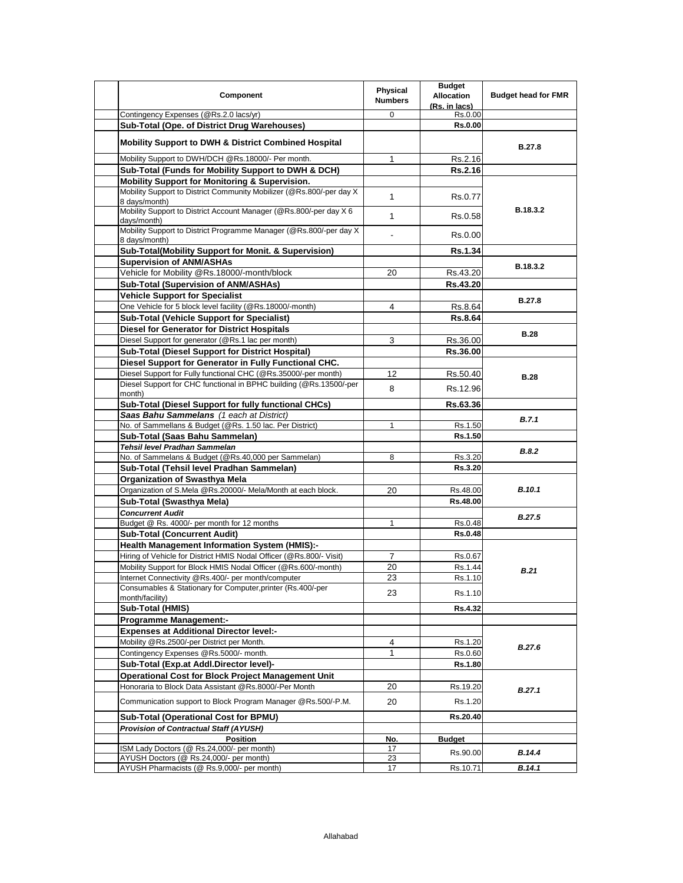| Component | Physical Numbers | Budget Allocation (Rs. in lacs) | Budget head for FMR |
|---|---|---|---|
| Contingency Expenses (@Rs.2.0 lacs/yr) | 0 | Rs.0.00 | |
| **Sub-Total (Ope. of District Drug Warehouses)** | | **Rs.0.00** | |
| **Mobility Support to DWH & District Combined Hospital** | | | **B.27.8** |
| Mobility Support to DWH/DCH @Rs.18000/- Per month. | 1 | Rs.2.16 | |
| **Sub-Total (Funds for Mobility Support to DWH & DCH)** | | **Rs.2.16** | |
| **Mobility Support for Monitoring & Supervision.** | | | **B.18.3.2** |
| Mobility Support to District Community Mobilizer (@Rs.800/-per day X 8 days/month) | 1 | Rs.0.77 | |
| Mobility Support to District Account Manager (@Rs.800/-per day X 6 days/month) | 1 | Rs.0.58 | |
| Mobility Support to District Programme Manager (@Rs.800/-per day X 8 days/month) | - | Rs.0.00 | |
| **Sub-Total(Mobility Support for Monit. & Supervision)** | | **Rs.1.34** | |
| **Supervision of ANM/ASHAs** | | | **B.18.3.2** |
| Vehicle for Mobility @Rs.18000/-month/block | 20 | Rs.43.20 | |
| **Sub-Total (Supervision of ANM/ASHAs)** | | **Rs.43.20** | |
| **Vehicle Support for Specialist** | | | **B.27.8** |
| One Vehicle for 5 block level facility (@Rs.18000/-month) | 4 | Rs.8.64 | |
| **Sub-Total (Vehicle Support for Specialist)** | | **Rs.8.64** | |
| **Diesel for Generator for District Hospitals** | | | **B.28** |
| Diesel Support for generator (@Rs.1 lac per month) | 3 | Rs.36.00 | |
| **Sub-Total (Diesel Support for District Hospital)** | | **Rs.36.00** | |
| **Diesel Support for Generator in Fully Functional CHC.** | | | **B.28** |
| Diesel Support for Fully functional CHC (@Rs.35000/-per month) | 12 | Rs.50.40 | |
| Diesel Support for CHC functional in BPHC building (@Rs.13500/-per month) | 8 | Rs.12.96 | |
| **Sub-Total (Diesel Support for fully functional CHCs)** | | **Rs.63.36** | |
| ***Saas Bahu Sammelans** (1 each at District)* | | | ***B.7.1*** |
| No. of Sammellans & Budget (@Rs. 1.50 lac. Per District) | 1 | Rs.1.50 | |
| **Sub-Total (Saas Bahu Sammelan)** | | **Rs.1.50** | |
| ***Tehsil level Pradhan Sammelan*** | | | ***B.8.2*** |
| No. of Sammelans & Budget (@Rs.40,000 per Sammelan) | 8 | Rs.3.20 | |
| **Sub-Total (Tehsil level Pradhan Sammelan)** | | **Rs.3.20** | |
| **Organization of Swasthya Mela** | | | ***B.10.1*** |
| Organization of S.Mela @Rs.20000/- Mela/Month at each block. | 20 | Rs.48.00 | |
| **Sub-Total (Swasthya Mela)** | | **Rs.48.00** | |
| ***Concurrent Audit*** | | | ***B.27.5*** |
| Budget @ Rs. 4000/- per month for 12 months | 1 | Rs.0.48 | |
| **Sub-Total (Concurrent Audit)** | | **Rs.0.48** | |
| **Health Management Information System (HMIS):-** | | | ***B.21*** |
| Hiring of Vehicle for District HMIS Nodal Officer (@Rs.800/- Visit) | 7 | Rs.0.67 | |
| Mobility Support for Block HMIS Nodal Officer (@Rs.600/-month) | 20 | Rs.1.44 | |
| Internet Connectivity @Rs.400/- per month/computer | 23 | Rs.1.10 | |
| Consumables & Stationary for Computer,printer (Rs.400/-per month/facility) | 23 | Rs.1.10 | |
| **Sub-Total (HMIS)** | | **Rs.4.32** | |
| **Programme Management:-** | | | |
| **Expenses at Additional Director level:-** | | | ***B.27.6*** |
| Mobility @Rs.2500/-per District per Month. | 4 | Rs.1.20 | |
| Contingency Expenses @Rs.5000/- month. | 1 | Rs.0.60 | |
| **Sub-Total (Exp.at Addl.Director level)-** | | **Rs.1.80** | |
| **Operational Cost for Block Project Management Unit** | | | ***B.27.1*** |
| Honoraria to Block Data Assistant @Rs.8000/-Per Month | 20 | Rs.19.20 | |
| Communication support to Block Program Manager @Rs.500/-P.M. | 20 | Rs.1.20 | |
| **Sub-Total (Operational Cost for BPMU)** | | **Rs.20.40** | |
| ***Provision of Contractual Staff (AYUSH)*** | | | |
| **Position** | **No.** | **Budget** | |
| ISM Lady Doctors (@ Rs.24,000/- per month) | 17 | Rs.90.00 | ***B.14.4*** |
| AYUSH Doctors (@ Rs.24,000/- per month) | 23 | | |
| AYUSH Pharmacists (@ Rs.9,000/- per month) | 17 | Rs.10.71 | ***B.14.1*** |

Allahabad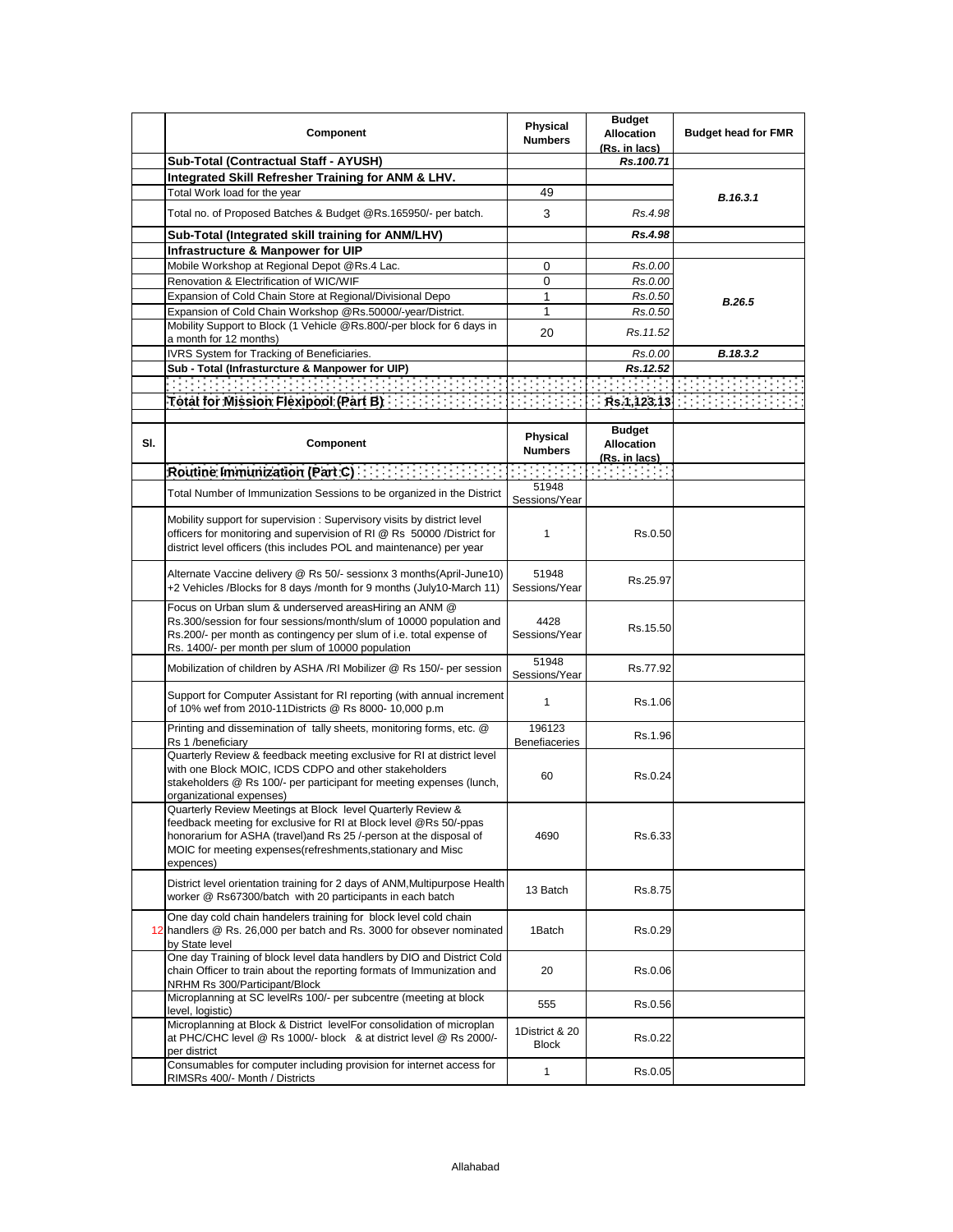| | Component | Physical Numbers | Budget Allocation (Rs. in lacs) | Budget head for FMR |
|---|---|---|---|---|
| | **Sub-Total (Contractual Staff - AYUSH)** | | ***Rs.100.71*** | |
| | **Integrated Skill Refresher Training for ANM & LHV.** | | | |
| | Total Work load for the year | 49 | | ***B.16.3.1*** |
| | Total no. of Proposed Batches & Budget @Rs.165950/- per batch. | 3 | *Rs.4.98* | |
| | **Sub-Total (Integrated skill training for ANM/LHV)** | | ***Rs.4.98*** | |
| | **Infrastructure & Manpower for UIP** | | | |
| | Mobile Workshop at Regional Depot @Rs.4 Lac. | 0 | *Rs.0.00* | |
| | Renovation & Electrification of WIC/WIF | 0 | *Rs.0.00* | |
| | Expansion of Cold Chain Store at Regional/Divisional Depo | 1 | *Rs.0.50* | ***B.26.5*** |
| | Expansion of Cold Chain Workshop @Rs.50000/-year/District. | 1 | *Rs.0.50* | |
| | Mobility Support to Block (1 Vehicle @Rs.800/-per block for 6 days in a month for 12 months) | 20 | *Rs.11.52* | |
| | IVRS System for Tracking of Beneficiaries. | | *Rs.0.00* | ***B.18.3.2*** |
| | **Sub - Total (Infrasturcture & Manpower for UIP)** | | ***Rs.12.52*** | |
| | | | | |
| | **Total for Mission Flexipool (Part B)** | | **Rs.1,123.13** | |

| Sl. | Component | Physical Numbers | Budget Allocation (Rs. in lacs) | |
|---|---|---|---|---|
| | **Routine Immunization (Part C)** | | | |
| | Total Number of Immunization Sessions to be organized in the District | 51948 Sessions/Year | | |
| | Mobility support for supervision : Supervisory visits by district level officers for monitoring and supervision of RI @ Rs 50000 /District for district level officers (this includes POL and maintenance) per year | 1 | Rs.0.50 | |
| | Alternate Vaccine delivery @ Rs 50/- sessionx 3 months(April-June10) +2 Vehicles /Blocks for 8 days /month for 9 months (July10-March 11) | 51948 Sessions/Year | Rs.25.97 | |
| | Focus on Urban slum & underserved areasHiring an ANM @ Rs.300/session for four sessions/month/slum of 10000 population and Rs.200/- per month as contingency per slum of i.e. total expense of Rs. 1400/- per month per slum of 10000 population | 4428 Sessions/Year | Rs.15.50 | |
| | Mobilization of children by ASHA /RI Mobilizer @ Rs 150/- per session | 51948 Sessions/Year | Rs.77.92 | |
| | Support for Computer Assistant for RI reporting (with annual increment of 10% wef from 2010-11Districts @ Rs 8000- 10,000 p.m | 1 | Rs.1.06 | |
| | Printing and dissemination of tally sheets, monitoring forms, etc. @ Rs 1 /beneficiary | 196123 Benefiaceries | Rs.1.96 | |
| | Quarterly Review & feedback meeting exclusive for RI at district level with one Block MOIC, ICDS CDPO and other stakeholders stakeholders @ Rs 100/- per participant for meeting expenses (lunch, organizational expenses) | 60 | Rs.0.24 | |
| | Quarterly Review Meetings at Block level Quarterly Review & feedback meeting for exclusive for RI at Block level @Rs 50/-ppas honorarium for ASHA (travel)and Rs 25 /-person at the disposal of MOIC for meeting expenses(refreshments,stationary and Misc expences) | 4690 | Rs.6.33 | |
| | District level orientation training for 2 days of ANM,Multipurpose Health worker @ Rs67300/batch with 20 participants in each batch | 13 Batch | Rs.8.75 | |
| 12 | One day cold chain handelers training for block level cold chain handlers @ Rs. 26,000 per batch and Rs. 3000 for obsever nominated by State level | 1Batch | Rs.0.29 | |
| | One day Training of block level data handlers by DIO and District Cold chain Officer to train about the reporting formats of Immunization and NRHM Rs 300/Participant/Block | 20 | Rs.0.06 | |
| | Microplanning at SC levelRs 100/- per subcentre (meeting at block level, logistic) | 555 | Rs.0.56 | |
| | Microplanning at Block & District levelFor consolidation of microplan at PHC/CHC level @ Rs 1000/- block & at district level @ Rs 2000/- per district | 1District & 20 Block | Rs.0.22 | |
| | Consumables for computer including provision for internet access for RIMSRs 400/- Month / Districts | 1 | Rs.0.05 | |

Allahabad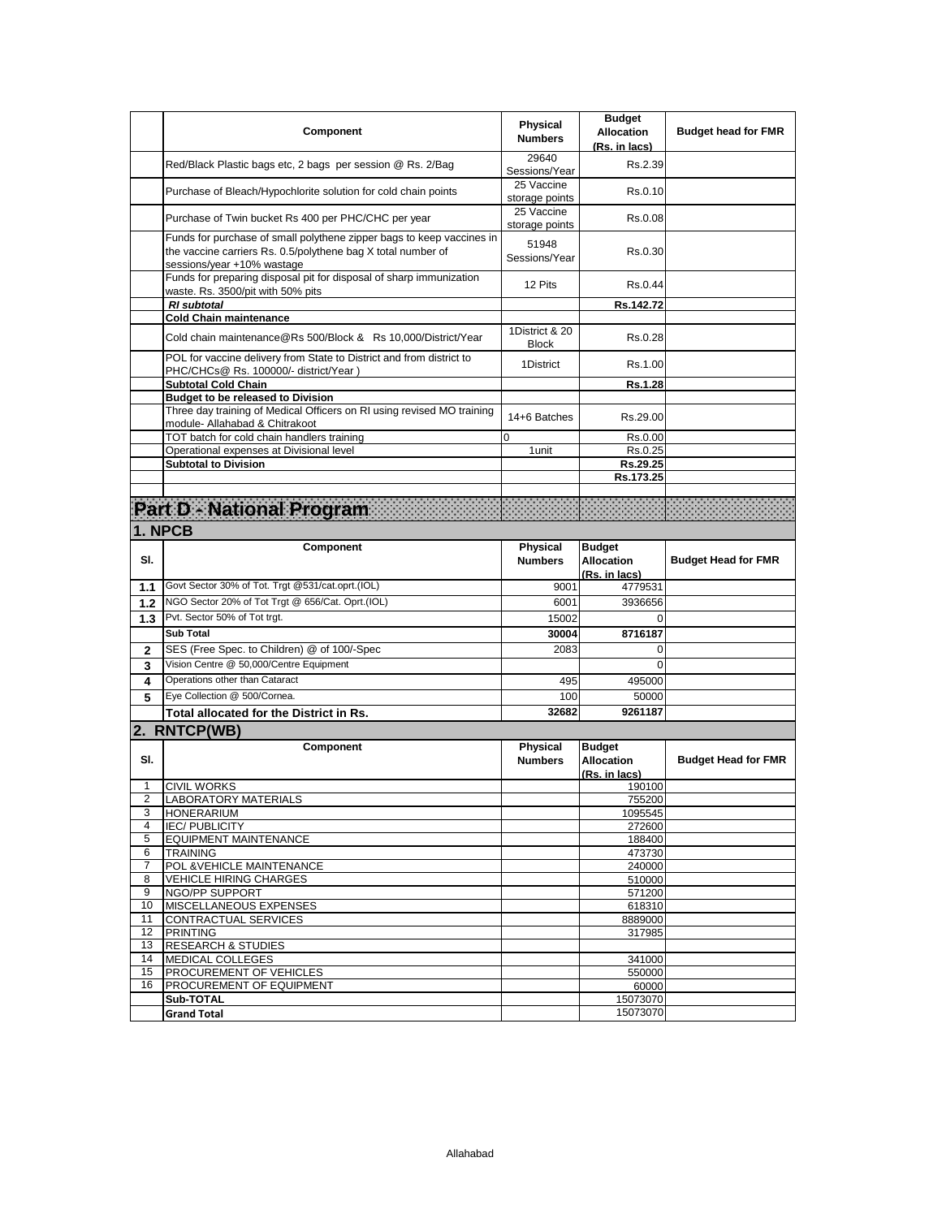| | Component | Physical Numbers | Budget Allocation (Rs. in lacs) | Budget head for FMR |
|---|---|---|---|---|
| | Red/Black Plastic bags etc, 2 bags per session @ Rs. 2/Bag | 29640 Sessions/Year | Rs.2.39 | |
| | Purchase of Bleach/Hypochlorite solution for cold chain points | 25 Vaccine storage points | Rs.0.10 | |
| | Purchase of Twin bucket Rs 400 per PHC/CHC per year | 25 Vaccine storage points | Rs.0.08 | |
| | Funds for purchase of small polythene zipper bags to keep vaccines in the vaccine carriers Rs. 0.5/polythene bag X total number of sessions/year +10% wastage | 51948 Sessions/Year | Rs.0.30 | |
| | Funds for preparing disposal pit for disposal of sharp immunization waste. Rs. 3500/pit with 50% pits | 12 Pits | Rs.0.44 | |
| | ***RI subtotal*** | | **Rs.142.72** | |
| | **Cold Chain maintenance** | | | |
| | Cold chain maintenance@Rs 500/Block & Rs 10,000/District/Year | 1District & 20 Block | Rs.0.28 | |
| | POL for vaccine delivery from State to District and from district to PHC/CHCs@ Rs. 100000/- district/Year ) | 1District | Rs.1.00 | |
| | **Subtotal Cold Chain** | | **Rs.1.28** | |
| | **Budget to be released to Division** | | | |
| | Three day training of Medical Officers on RI using revised MO training module- Allahabad & Chitrakoot | 14+6 Batches | Rs.29.00 | |
| | TOT batch for cold chain handlers training | 0 | Rs.0.00 | |
| | Operational expenses at Divisional level | 1unit | Rs.0.25 | |
| | **Subtotal to Division** | | **Rs.29.25** | |
| | | | **Rs.173.25** | |

# Part D - National Program

## 1. NPCB

| Sl. | Component | Physical Numbers | Budget Allocation (Rs. in lacs) | Budget Head for FMR |
|---|---|---|---|---|
| **1.1** | Govt Sector 30% of Tot. Trgt @531/cat.oprt.(IOL) | 9001 | 4779531 | |
| **1.2** | NGO Sector 20% of Tot Trgt @ 656/Cat. Oprt.(IOL) | 6001 | 3936656 | |
| **1.3** | Pvt. Sector 50% of Tot trgt. | 15002 | 0 | |
| | **Sub Total** | **30004** | **8716187** | |
| **2** | SES (Free Spec. to Children) @ of 100/-Spec | 2083 | 0 | |
| **3** | Vision Centre @ 50,000/Centre Equipment | | 0 | |
| **4** | Operations other than Cataract | 495 | 495000 | |
| **5** | Eye Collection @ 500/Cornea. | 100 | 50000 | |
| | **Total allocated for the District in Rs.** | **32682** | **9261187** | |

## 2. RNTCP(WB)

| Sl. | Component | Physical Numbers | Budget Allocation (Rs. in lacs) | Budget Head for FMR |
|---|---|---|---|---|
| 1 | CIVIL WORKS | | 190100 | |
| 2 | LABORATORY MATERIALS | | 755200 | |
| 3 | HONERARIUM | | 1095545 | |
| 4 | IEC/ PUBLICITY | | 272600 | |
| 5 | EQUIPMENT MAINTENANCE | | 188400 | |
| 6 | TRAINING | | 473730 | |
| 7 | POL &VEHICLE MAINTENANCE | | 240000 | |
| 8 | VEHICLE HIRING CHARGES | | 510000 | |
| 9 | NGO/PP SUPPORT | | 571200 | |
| 10 | MISCELLANEOUS EXPENSES | | 618310 | |
| 11 | CONTRACTUAL SERVICES | | 8889000 | |
| 12 | PRINTING | | 317985 | |
| 13 | RESEARCH & STUDIES | | | |
| 14 | MEDICAL COLLEGES | | 341000 | |
| 15 | PROCUREMENT OF VEHICLES | | 550000 | |
| 16 | PROCUREMENT OF EQUIPMENT | | 60000 | |
| | **Sub-TOTAL** | | 15073070 | |
| | **Grand Total** | | 15073070 | |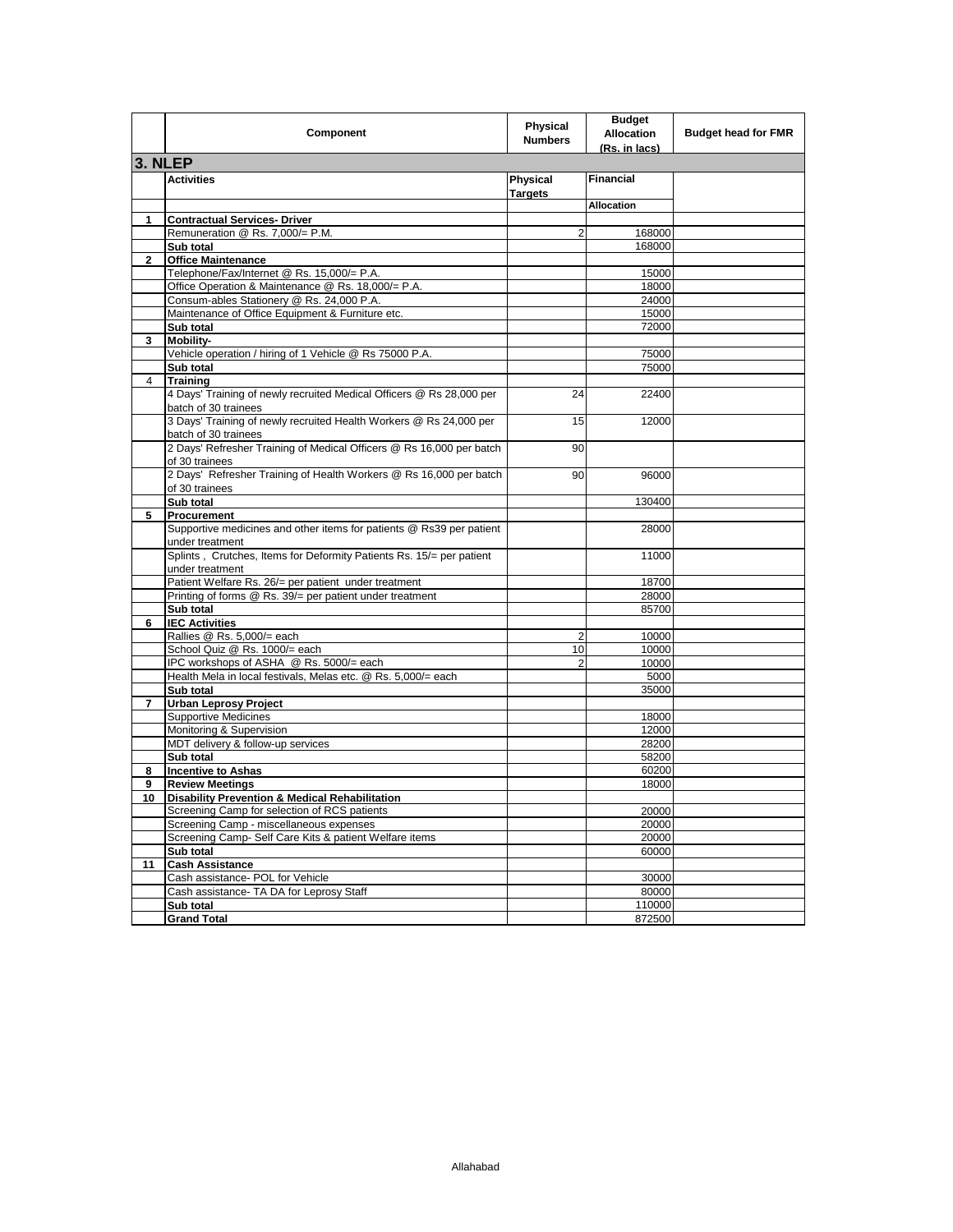| | Component | Physical Numbers | Budget Allocation (Rs. in lacs) | Budget head for FMR |
|---|---|---|---|---|
| **3. NLEP** | | | | |
| | **Activities** | **Physical Targets** | **Financial** | |
| | | | **Allocation** | |
| **1** | **Contractual Services- Driver** | | | |
| | Remuneration @ Rs. 7,000/= P.M. | 2 | 168000 | |
| | **Sub total** | | 168000 | |
| **2** | **Office Maintenance** | | | |
| | Telephone/Fax/Internet @ Rs. 15,000/= P.A. | | 15000 | |
| | Office Operation & Maintenance @ Rs. 18,000/= P.A. | | 18000 | |
| | Consum-ables Stationery @ Rs. 24,000 P.A. | | 24000 | |
| | Maintenance of Office Equipment & Furniture etc. | | 15000 | |
| | **Sub total** | | 72000 | |
| **3** | **Mobility-** | | | |
| | Vehicle operation / hiring of 1 Vehicle @ Rs 75000 P.A. | | 75000 | |
| | **Sub total** | | 75000 | |
| 4 | **Training** | | | |
| | 4 Days' Training of newly recruited Medical Officers @ Rs 28,000 per batch of 30 trainees | 24 | 22400 | |
| | 3 Days' Training of newly recruited Health Workers @ Rs 24,000 per batch of 30 trainees | 15 | 12000 | |
| | 2 Days' Refresher Training of Medical Officers @ Rs 16,000 per batch of 30 trainees | 90 | | |
| | 2 Days' Refresher Training of Health Workers @ Rs 16,000 per batch of 30 trainees | 90 | 96000 | |
| | **Sub total** | | 130400 | |
| **5** | **Procurement** | | | |
| | Supportive medicines and other items for patients @ Rs39 per patient under treatment | | 28000 | |
| | Splints , Crutches, Items for Deformity Patients Rs. 15/= per patient under treatment | | 11000 | |
| | Patient Welfare Rs. 26/= per patient under treatment | | 18700 | |
| | Printing of forms @ Rs. 39/= per patient under treatment | | 28000 | |
| | **Sub total** | | 85700 | |
| **6** | **IEC Activities** | | | |
| | Rallies @ Rs. 5,000/= each | 2 | 10000 | |
| | School Quiz @ Rs. 1000/= each | 10 | 10000 | |
| | IPC workshops of ASHA @ Rs. 5000/= each | 2 | 10000 | |
| | Health Mela in local festivals, Melas etc. @ Rs. 5,000/= each | | 5000 | |
| | **Sub total** | | 35000 | |
| **7** | **Urban Leprosy Project** | | | |
| | Supportive Medicines | | 18000 | |
| | Monitoring & Supervision | | 12000 | |
| | MDT delivery & follow-up services | | 28200 | |
| | **Sub total** | | 58200 | |
| **8** | **Incentive to Ashas** | | 60200 | |
| **9** | **Review Meetings** | | 18000 | |
| **10** | **Disability Prevention & Medical Rehabilitation** | | | |
| | Screening Camp for selection of RCS patients | | 20000 | |
| | Screening Camp - miscellaneous expenses | | 20000 | |
| | Screening Camp- Self Care Kits & patient Welfare items | | 20000 | |
| | **Sub total** | | 60000 | |
| **11** | **Cash Assistance** | | | |
| | Cash assistance- POL for Vehicle | | 30000 | |
| | Cash assistance- TA DA for Leprosy Staff | | 80000 | |
| | **Sub total** | | 110000 | |
| | **Grand Total** | | 872500 | |

Allahabad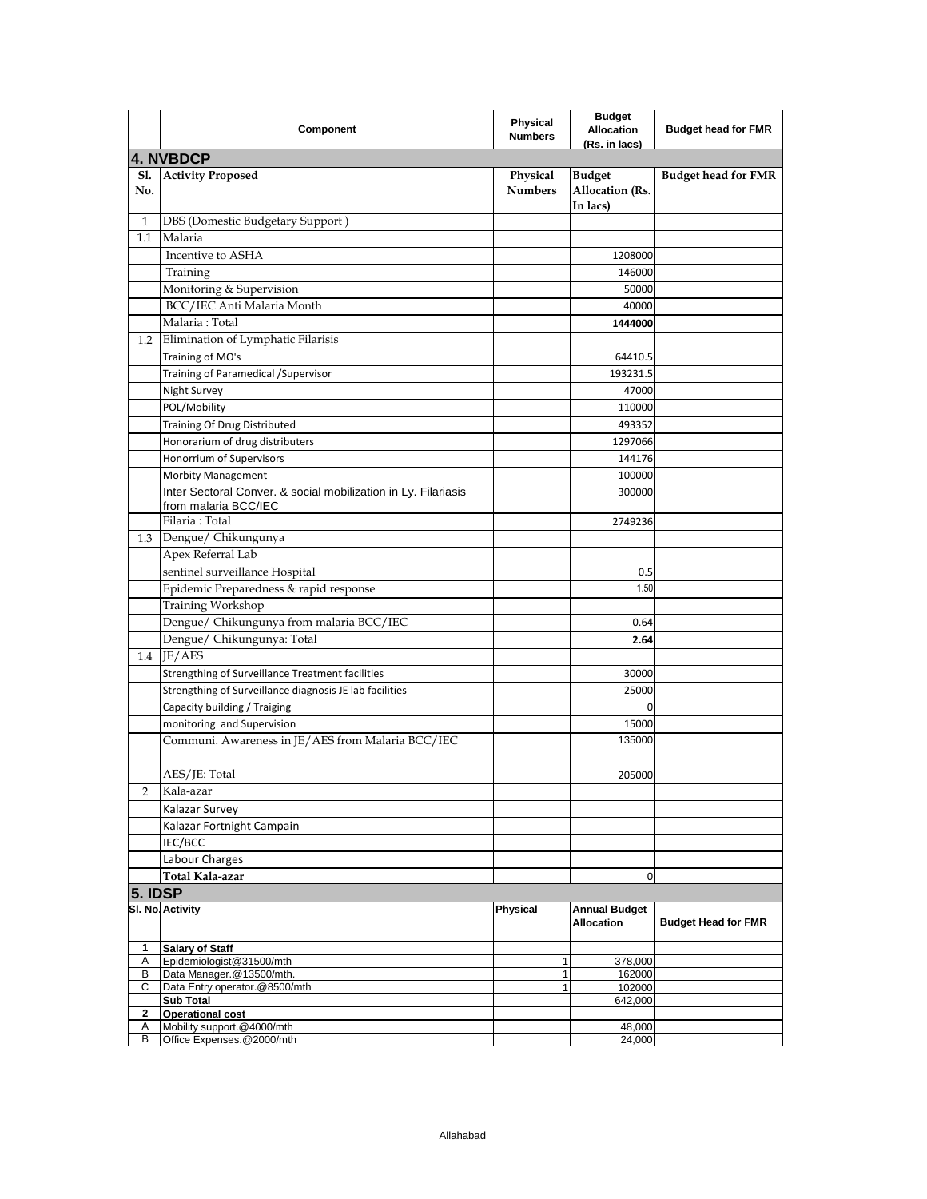| | Component | Physical Numbers | Budget Allocation (Rs. in lacs) | Budget head for FMR |
|---|---|---|---|---|
| **4. NVBDCP** | | | | |
| **Sl. No.** | **Activity Proposed** | **Physical Numbers** | **Budget Allocation (Rs. In lacs)** | **Budget head for FMR** |
| 1 | DBS (Domestic Budgetary Support ) | | | |
| 1.1 | Malaria | | | |
| | Incentive to ASHA | | 1208000 | |
| | Training | | 146000 | |
| | Monitoring & Supervision | | 50000 | |
| | BCC/IEC Anti Malaria Month | | 40000 | |
| | Malaria : Total | | **1444000** | |
| 1.2 | Elimination of Lymphatic Filarisis | | | |
| | Training of MO's | | 64410.5 | |
| | Training of Paramedical /Supervisor | | 193231.5 | |
| | Night Survey | | 47000 | |
| | POL/Mobility | | 110000 | |
| | Training Of Drug Distributed | | 493352 | |
| | Honorarium of drug distributers | | 1297066 | |
| | Honorrium of Supervisors | | 144176 | |
| | Morbity Management | | 100000 | |
| | Inter Sectoral Conver. & social mobilization in Ly. Filariasis from malaria BCC/IEC | | 300000 | |
| | Filaria : Total | | 2749236 | |
| 1.3 | Dengue/ Chikungunya | | | |
| | Apex Referral Lab | | | |
| | sentinel surveillance Hospital | | 0.5 | |
| | Epidemic Preparedness & rapid response | | 1.50 | |
| | Training Workshop | | | |
| | Dengue/ Chikungunya from malaria BCC/IEC | | 0.64 | |
| | Dengue/ Chikungunya: Total | | **2.64** | |
| 1.4 | JE/AES | | | |
| | Strengthing of Surveillance Treatment facilities | | 30000 | |
| | Strengthing of Surveillance diagnosis JE lab facilities | | 25000 | |
| | Capacity building / Traiging | | 0 | |
| | monitoring and Supervision | | 15000 | |
| | Communi. Awareness in JE/AES from Malaria BCC/IEC | | 135000 | |
| | AES/JE: Total | | 205000 | |
| 2 | Kala-azar | | | |
| | Kalazar Survey | | | |
| | Kalazar Fortnight Campain | | | |
| | IEC/BCC | | | |
| | Labour Charges | | | |
| | **Total Kala-azar** | | 0 | |
| **5. IDSP** | | | | |
| **Sl. No.** | **Activity** | **Physical** | **Annual Budget Allocation** | **Budget Head for FMR** |
| **1** | **Salary of Staff** | | | |
| A | Epidemiologist@31500/mth | 1 | 378,000 | |
| B | Data Manager.@13500/mth. | 1 | 162000 | |
| C | Data Entry operator.@8500/mth | 1 | 102000 | |
| | **Sub Total** | | 642,000 | |
| **2** | **Operational cost** | | | |
| A | Mobility support.@4000/mth | | 48,000 | |
| B | Office Expenses.@2000/mth | | 24,000 | |

Allahabad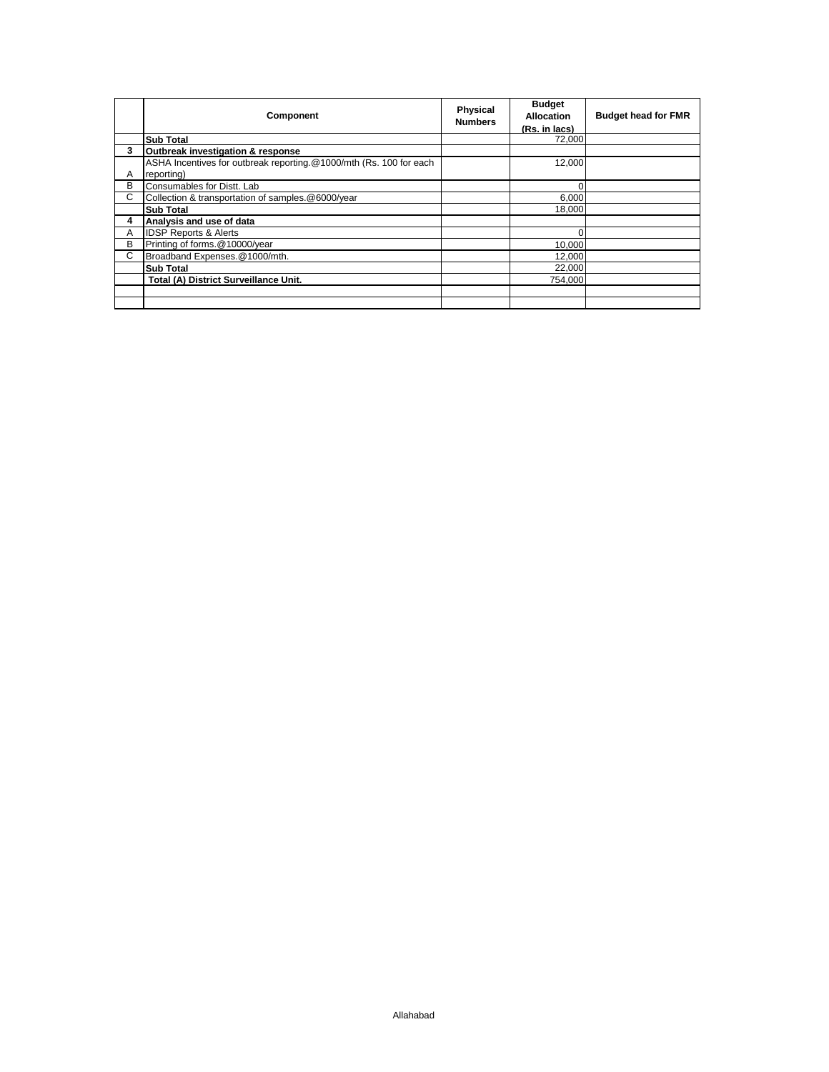| | Component | Physical Numbers | Budget Allocation (Rs. in lacs) | Budget head for FMR |
|---|---|---|---|---|
| | **Sub Total** | | 72,000 | |
| **3** | **Outbreak investigation & response** | | | |
| A | ASHA Incentives for outbreak reporting.@1000/mth (Rs. 100 for each reporting) | | 12,000 | |
| B | Consumables for Distt. Lab | | 0 | |
| C | Collection & transportation of samples.@6000/year | | 6,000 | |
| | **Sub Total** | | 18,000 | |
| **4** | **Analysis and use of data** | | | |
| A | IDSP Reports & Alerts | | 0 | |
| B | Printing of forms.@10000/year | | 10,000 | |
| C | Broadband Expenses.@1000/mth. | | 12,000 | |
| | **Sub Total** | | 22,000 | |
| | **Total (A) District Surveillance Unit.** | | 754,000 | |
| | | | | |
| | | | | |

Allahabad